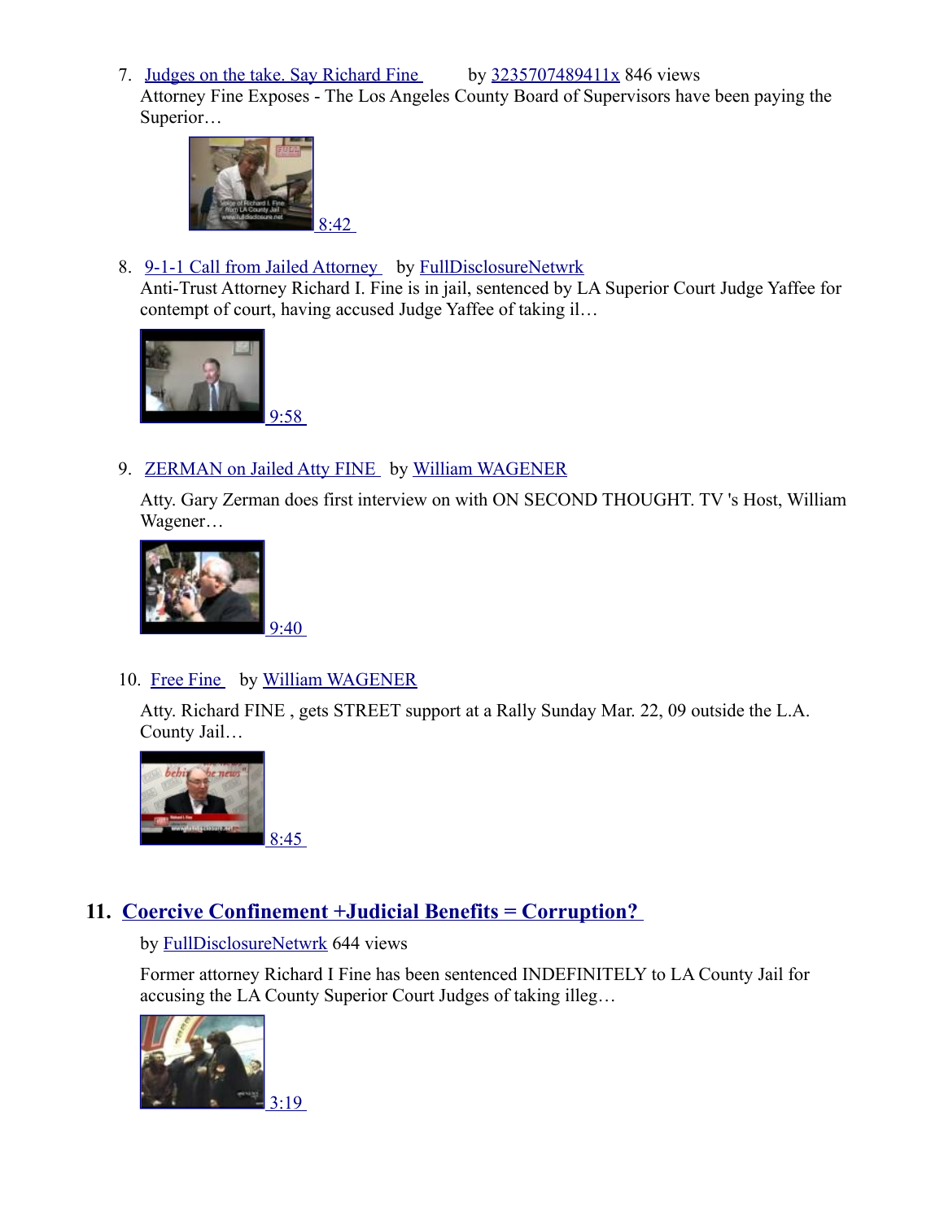7. Judges on the take. Say Richard Fine by 3235707489411x 846 views
   Attorney Fine Exposes - The Los Angeles County Board of Supervisors have been paying the Superior…

   8:42

8. 9-1-1 Call from Jailed Attorney by FullDisclosureNetwrk
   Anti-Trust Attorney Richard I. Fine is in jail, sentenced by LA Superior Court Judge Yaffee for contempt of court, having accused Judge Yaffee of taking il…

   9:58

9. ZERMAN on Jailed Atty FINE by William WAGENER

   Atty. Gary Zerman does first interview on with ON SECOND THOUGHT. TV 's Host, William Wagener…

   9:40

10. Free Fine by William WAGENER

    Atty. Richard FINE , gets STREET support at a Rally Sunday Mar. 22, 09 outside the L.A. County Jail…

    8:45

## 11. Coercive Confinement +Judicial Benefits = Corruption?

by FullDisclosureNetwrk 644 views

Former attorney Richard I Fine has been sentenced INDEFINITELY to LA County Jail for accusing the LA County Superior Court Judges of taking illeg…

3:19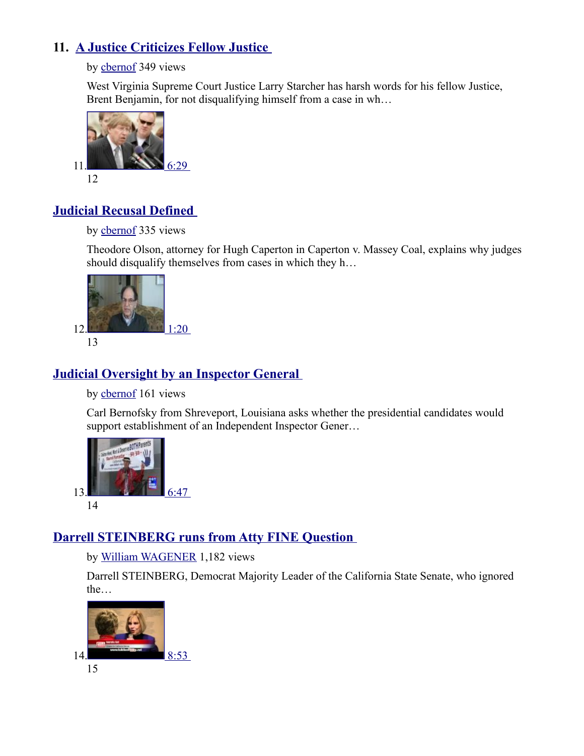## 11. A Justice Criticizes Fellow Justice

by cbernof 349 views

West Virginia Supreme Court Justice Larry Starcher has harsh words for his fellow Justice, Brent Benjamin, for not disqualifying himself from a case in wh…

11. 6:29
12

## Judicial Recusal Defined

by cbernof 335 views

Theodore Olson, attorney for Hugh Caperton in Caperton v. Massey Coal, explains why judges should disqualify themselves from cases in which they h…

12. 1:20
13

## Judicial Oversight by an Inspector General

by cbernof 161 views

Carl Bernofsky from Shreveport, Louisiana asks whether the presidential candidates would support establishment of an Independent Inspector Gener…

13. 6:47
14

## Darrell STEINBERG runs from Atty FINE Question

by William WAGENER 1,182 views

Darrell STEINBERG, Democrat Majority Leader of the California State Senate, who ignored the…

14. 8:53
15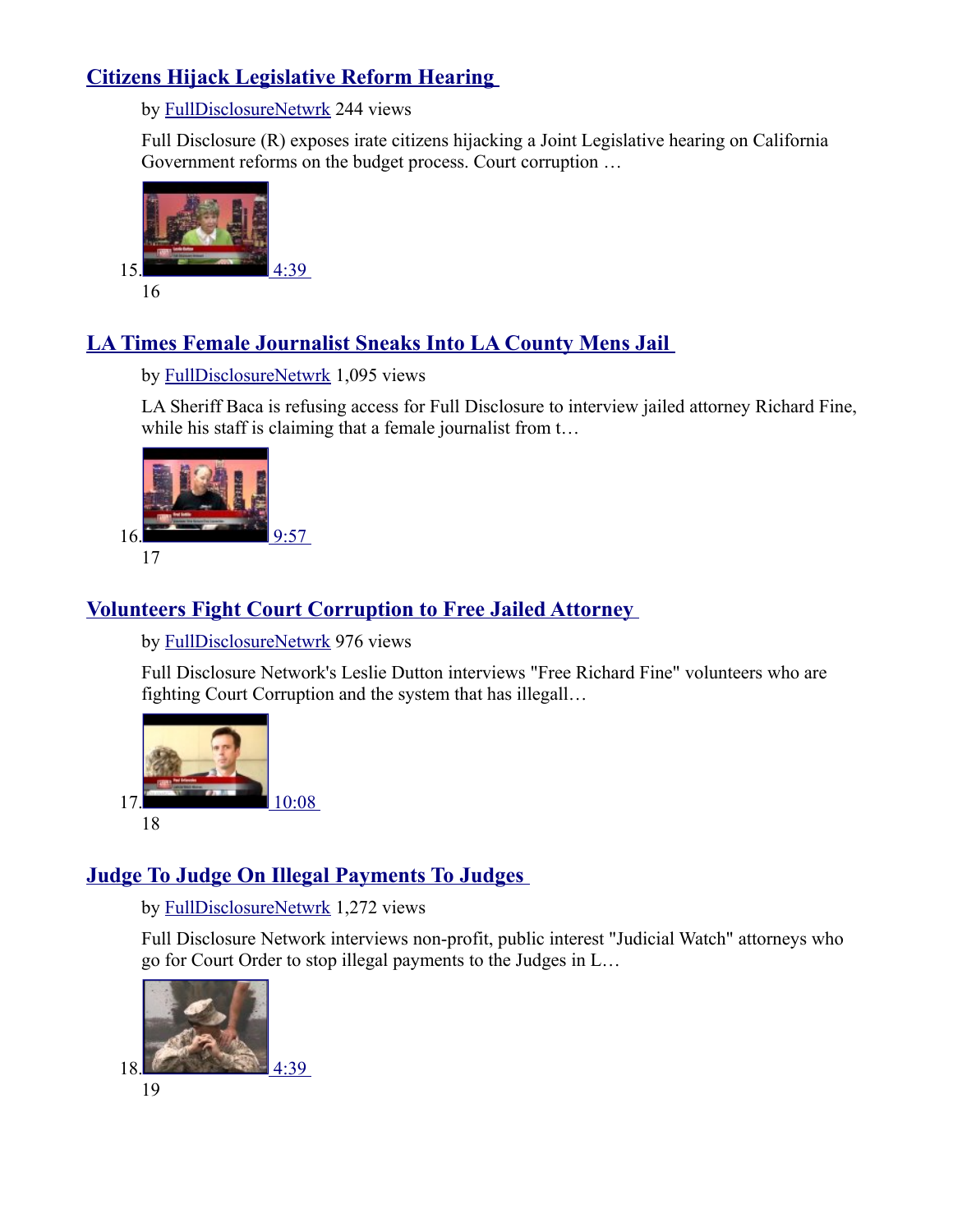## [Citizens Hijack Legislative Reform Hearing](#)

by FullDisclosureNetwrk 244 views

Full Disclosure (R) exposes irate citizens hijacking a Joint Legislative hearing on California Government reforms on the budget process. Court corruption …

15. 4:39

16

## [LA Times Female Journalist Sneaks Into LA County Mens Jail](#)

by FullDisclosureNetwrk 1,095 views

LA Sheriff Baca is refusing access for Full Disclosure to interview jailed attorney Richard Fine, while his staff is claiming that a female journalist from t…

16. 9:57

17

## [Volunteers Fight Court Corruption to Free Jailed Attorney](#)

by FullDisclosureNetwrk 976 views

Full Disclosure Network's Leslie Dutton interviews "Free Richard Fine" volunteers who are fighting Court Corruption and the system that has illegall…

17. 10:08

18

## [Judge To Judge On Illegal Payments To Judges](#)

by FullDisclosureNetwrk 1,272 views

Full Disclosure Network interviews non-profit, public interest "Judicial Watch" attorneys who go for Court Order to stop illegal payments to the Judges in L…

18. 4:39

19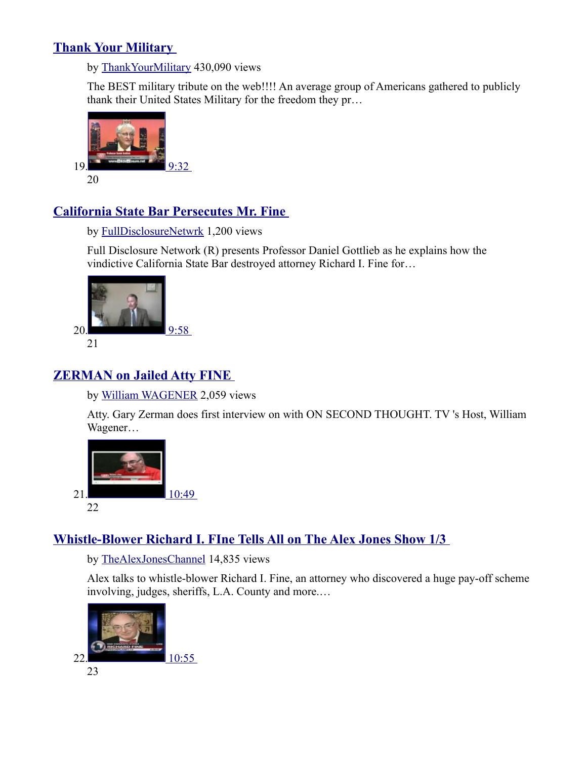## Thank Your Military

by ThankYourMilitary 430,090 views

The BEST military tribute on the web!!!! An average group of Americans gathered to publicly thank their United States Military for the freedom they pr…

19. 9:32

20

## California State Bar Persecutes Mr. Fine

by FullDisclosureNetwrk 1,200 views

Full Disclosure Network (R) presents Professor Daniel Gottlieb as he explains how the vindictive California State Bar destroyed attorney Richard I. Fine for…

20. 9:58

21

## ZERMAN on Jailed Atty FINE

by William WAGENER 2,059 views

Atty. Gary Zerman does first interview on with ON SECOND THOUGHT. TV 's Host, William Wagener…

21. 10:49

22

## Whistle-Blower Richard I. FIne Tells All on The Alex Jones Show 1/3

by TheAlexJonesChannel 14,835 views

Alex talks to whistle-blower Richard I. Fine, an attorney who discovered a huge pay-off scheme involving, judges, sheriffs, L.A. County and more.…

22. 10:55

23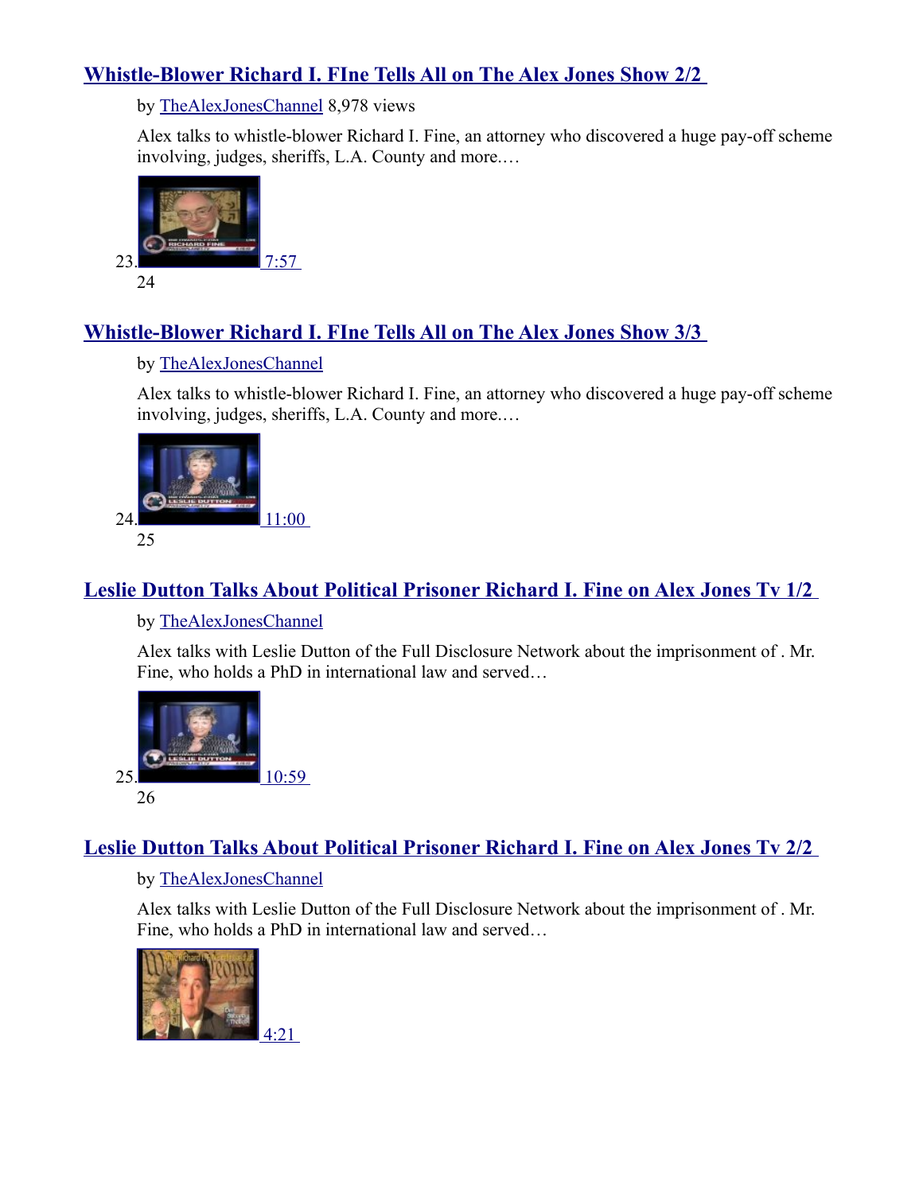## Whistle-Blower Richard I. FIne Tells All on The Alex Jones Show 2/2

by TheAlexJonesChannel 8,978 views

Alex talks to whistle-blower Richard I. Fine, an attorney who discovered a huge pay-off scheme involving, judges, sheriffs, L.A. County and more.…

23. 7:57

24

## Whistle-Blower Richard I. FIne Tells All on The Alex Jones Show 3/3

by TheAlexJonesChannel

Alex talks to whistle-blower Richard I. Fine, an attorney who discovered a huge pay-off scheme involving, judges, sheriffs, L.A. County and more.…

24. 11:00

25

## Leslie Dutton Talks About Political Prisoner Richard I. Fine on Alex Jones Tv 1/2

by TheAlexJonesChannel

Alex talks with Leslie Dutton of the Full Disclosure Network about the imprisonment of . Mr. Fine, who holds a PhD in international law and served…

25. 10:59

26

## Leslie Dutton Talks About Political Prisoner Richard I. Fine on Alex Jones Tv 2/2

by TheAlexJonesChannel

Alex talks with Leslie Dutton of the Full Disclosure Network about the imprisonment of . Mr. Fine, who holds a PhD in international law and served…

4:21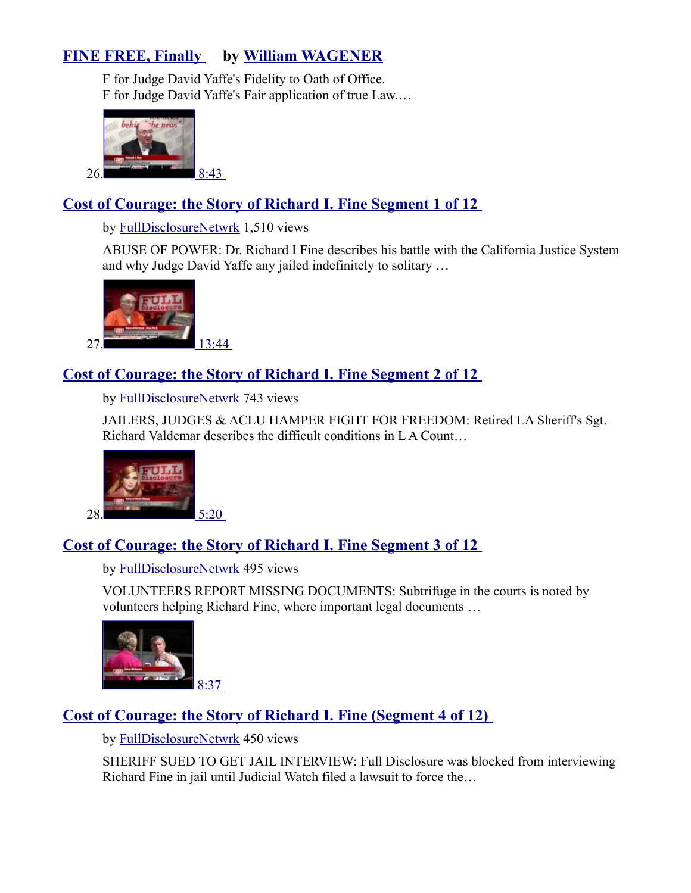## [FINE FREE, Finally](#) by [William WAGENER](#)

F for Judge David Yaffe's Fidelity to Oath of Office.
F for Judge David Yaffe's Fair application of true Law.…

26. 8:43

## Cost of Courage: the Story of Richard I. Fine Segment 1 of 12

by FullDisclosureNetwrk 1,510 views

ABUSE OF POWER: Dr. Richard I Fine describes his battle with the California Justice System and why Judge David Yaffe any jailed indefinitely to solitary …

27. 13:44

## Cost of Courage: the Story of Richard I. Fine Segment 2 of 12

by FullDisclosureNetwrk 743 views

JAILERS, JUDGES & ACLU HAMPER FIGHT FOR FREEDOM: Retired LA Sheriff's Sgt. Richard Valdemar describes the difficult conditions in L A Count…

28. 5:20

## Cost of Courage: the Story of Richard I. Fine Segment 3 of 12

by FullDisclosureNetwrk 495 views

VOLUNTEERS REPORT MISSING DOCUMENTS: Subtrifuge in the courts is noted by volunteers helping Richard Fine, where important legal documents …

8:37

## Cost of Courage: the Story of Richard I. Fine (Segment 4 of 12)

by FullDisclosureNetwrk 450 views

SHERIFF SUED TO GET JAIL INTERVIEW: Full Disclosure was blocked from interviewing Richard Fine in jail until Judicial Watch filed a lawsuit to force the…